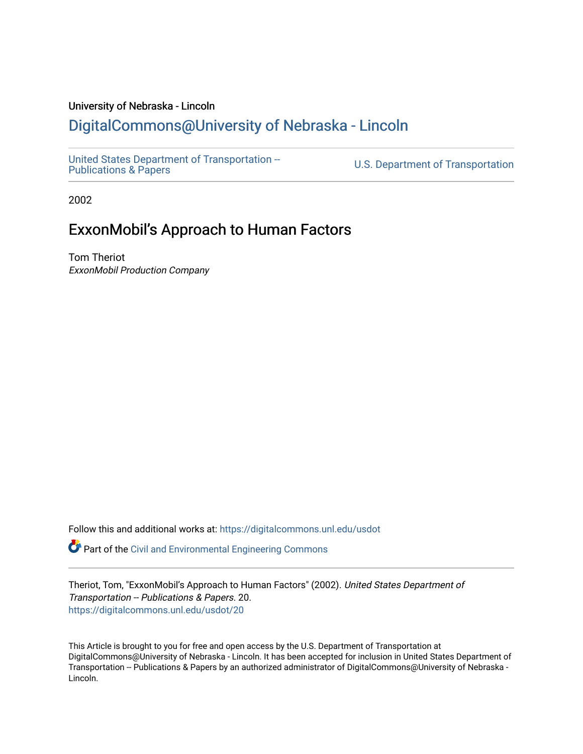University of Nebraska - Lincoln

# DigitalCommons@University of Nebraska - Lincoln

United States Department of Transportation -- Publications & Papers

U.S. Department of Transportation

2002

## ExxonMobil's Approach to Human Factors

Tom Theriot
*ExxonMobil Production Company*

Follow this and additional works at: https://digitalcommons.unl.edu/usdot

Part of the Civil and Environmental Engineering Commons

Theriot, Tom, "ExxonMobil's Approach to Human Factors" (2002). *United States Department of Transportation -- Publications & Papers*. 20.
https://digitalcommons.unl.edu/usdot/20

This Article is brought to you for free and open access by the U.S. Department of Transportation at DigitalCommons@University of Nebraska - Lincoln. It has been accepted for inclusion in United States Department of Transportation -- Publications & Papers by an authorized administrator of DigitalCommons@University of Nebraska - Lincoln.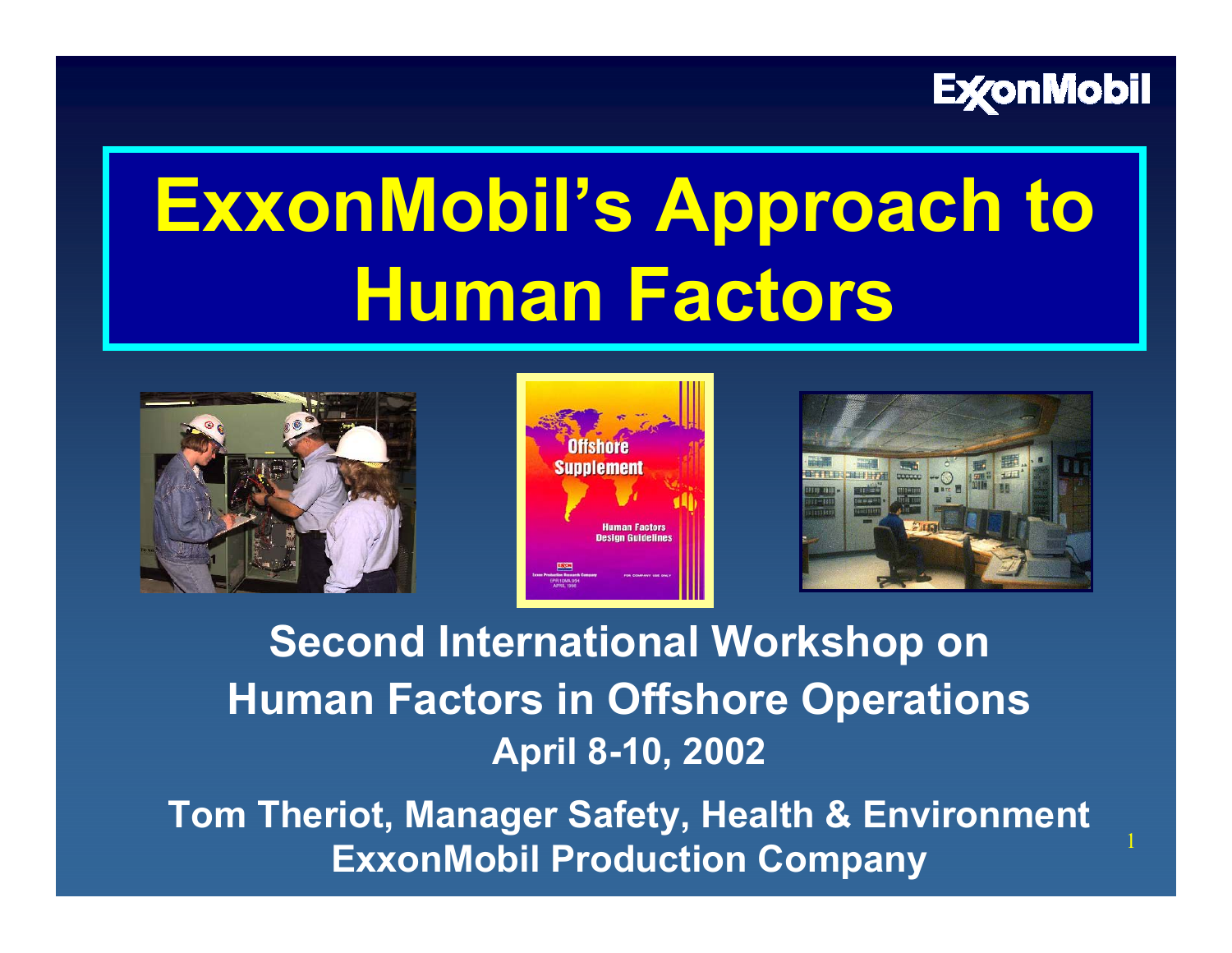# ExxonMobil's Approach to Human Factors

**Second International Workshop on Human Factors in Offshore Operations**

**April 8-10, 2002**

**Tom Theriot, Manager Safety, Health & Environment**
**ExxonMobil Production Company**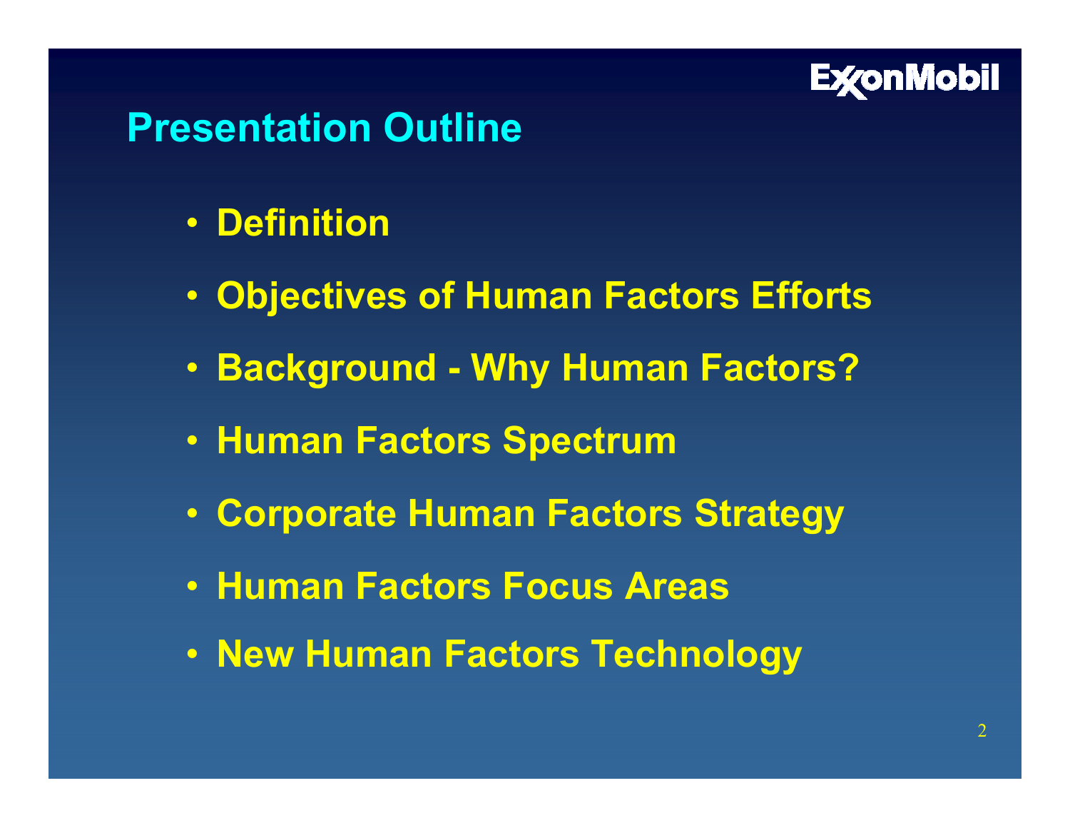## Presentation Outline

- **Definition**
- **Objectives of Human Factors Efforts**
- **Background - Why Human Factors?**
- **Human Factors Spectrum**
- **Corporate Human Factors Strategy**
- **Human Factors Focus Areas**
- **New Human Factors Technology**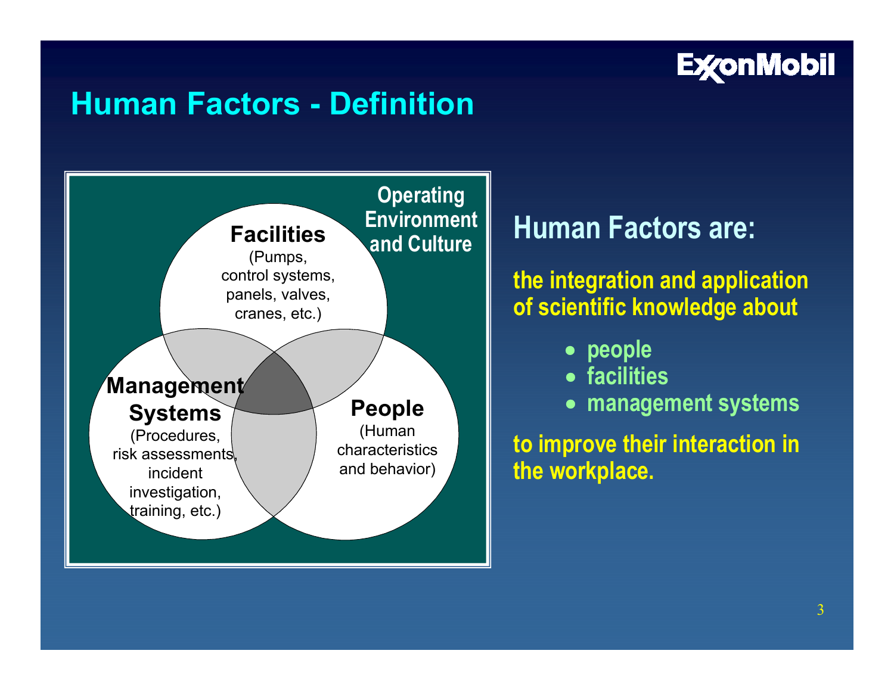# Human Factors - Definition

Operating Environment and Culture

**Facilities**
(Pumps, control systems, panels, valves, cranes, etc.)

**Management Systems**
(Procedures, risk assessments, incident investigation, training, etc.)

**People**
(Human characteristics and behavior)

## Human Factors are:

the integration and application of scientific knowledge about

- people
- facilities
- management systems

to improve their interaction in the workplace.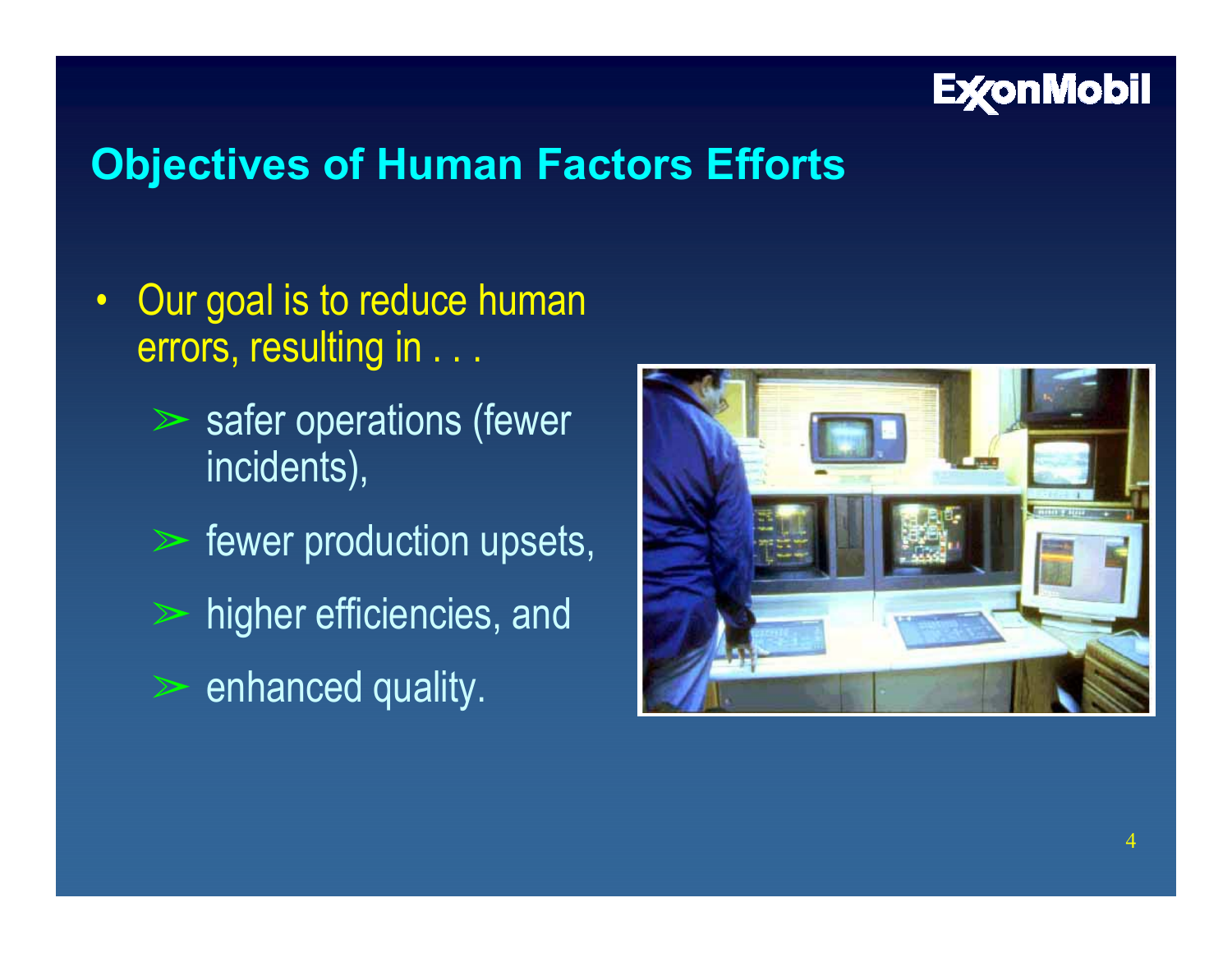## Objectives of Human Factors Efforts

- Our goal is to reduce human errors, resulting in . . .
  - safer operations (fewer incidents),
  - fewer production upsets,
  - higher efficiencies, and
  - enhanced quality.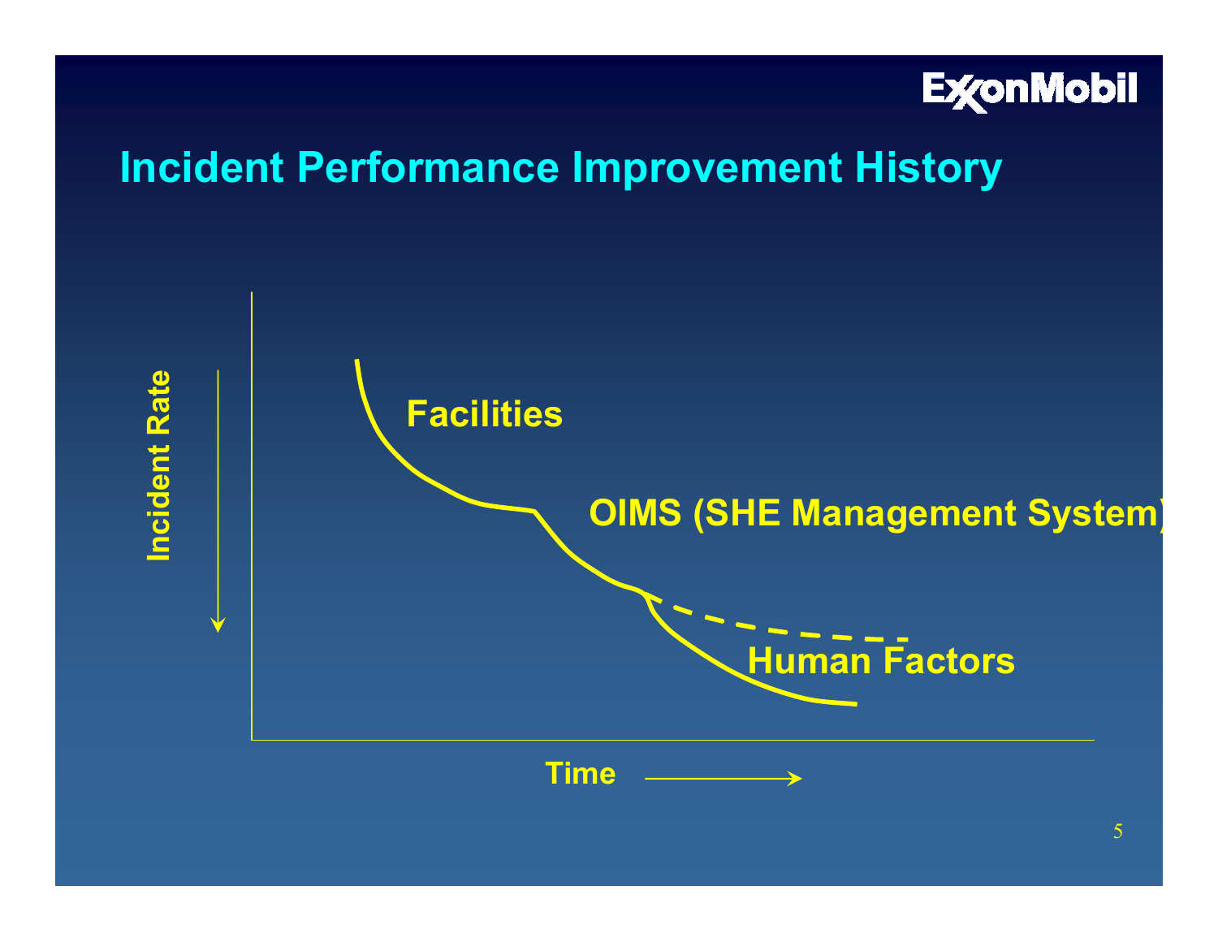# Incident Performance Improvement History

Incident Rate

Facilities

OIMS (SHE Management System)

Human Factors

Time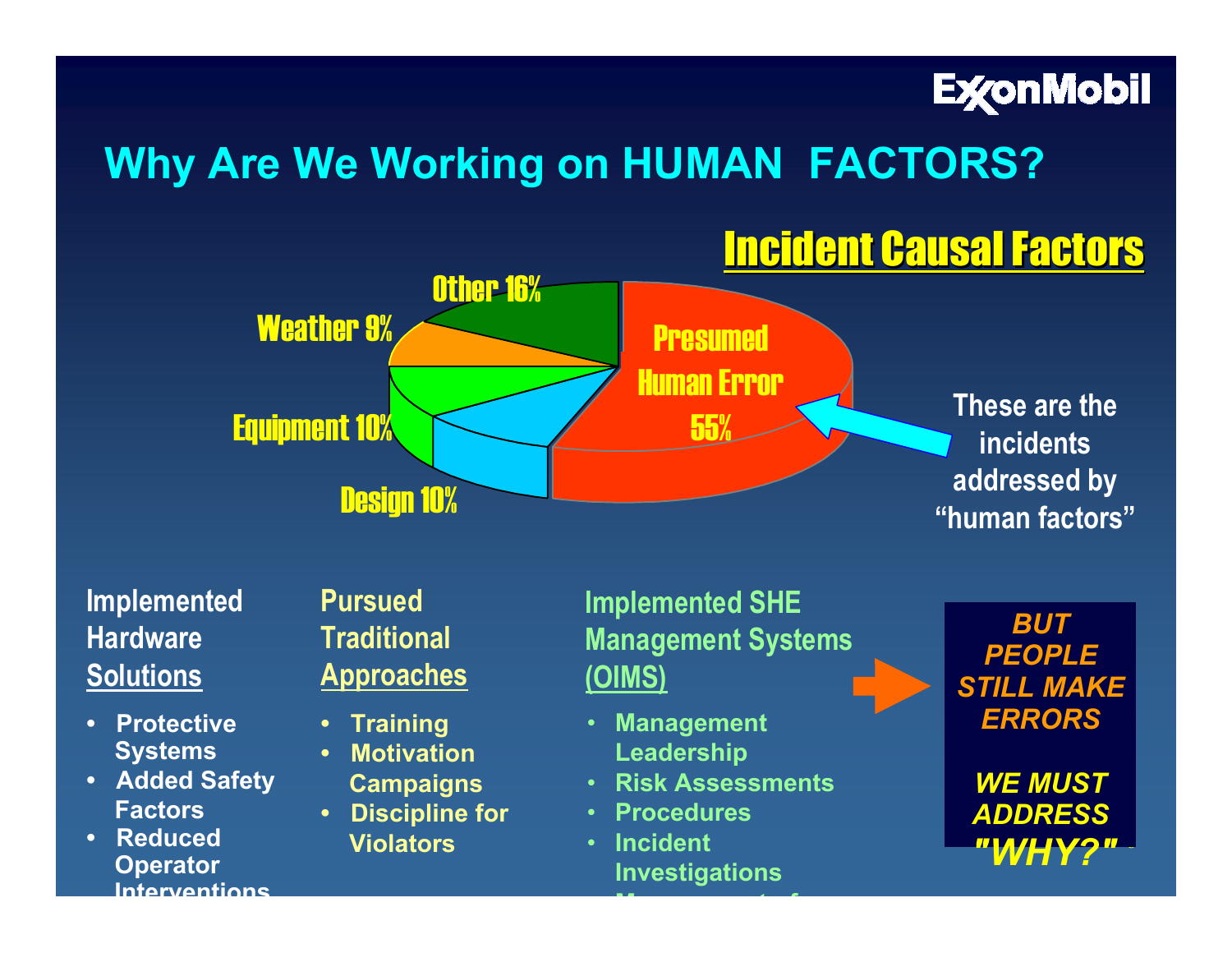# Why Are We Working on HUMAN FACTORS?

## Incident Causal Factors

- Presumed Human Error 55%
- Other 16%
- Weather 9%
- Equipment 10%
- Design 10%

These are the incidents addressed by "human factors"

**Implemented Hardware Solutions**

- Protective Systems
- Added Safety Factors
- Reduced Operator Interventions

**Pursued Traditional Approaches**

- Training
- Motivation Campaigns
- Discipline for Violators

**Implemented SHE Management Systems (OIMS)**

- Management Leadership
- Risk Assessments
- Procedures
- Incident Investigations
- Management of

*BUT PEOPLE STILL MAKE ERRORS*

*WE MUST ADDRESS "WHY?"*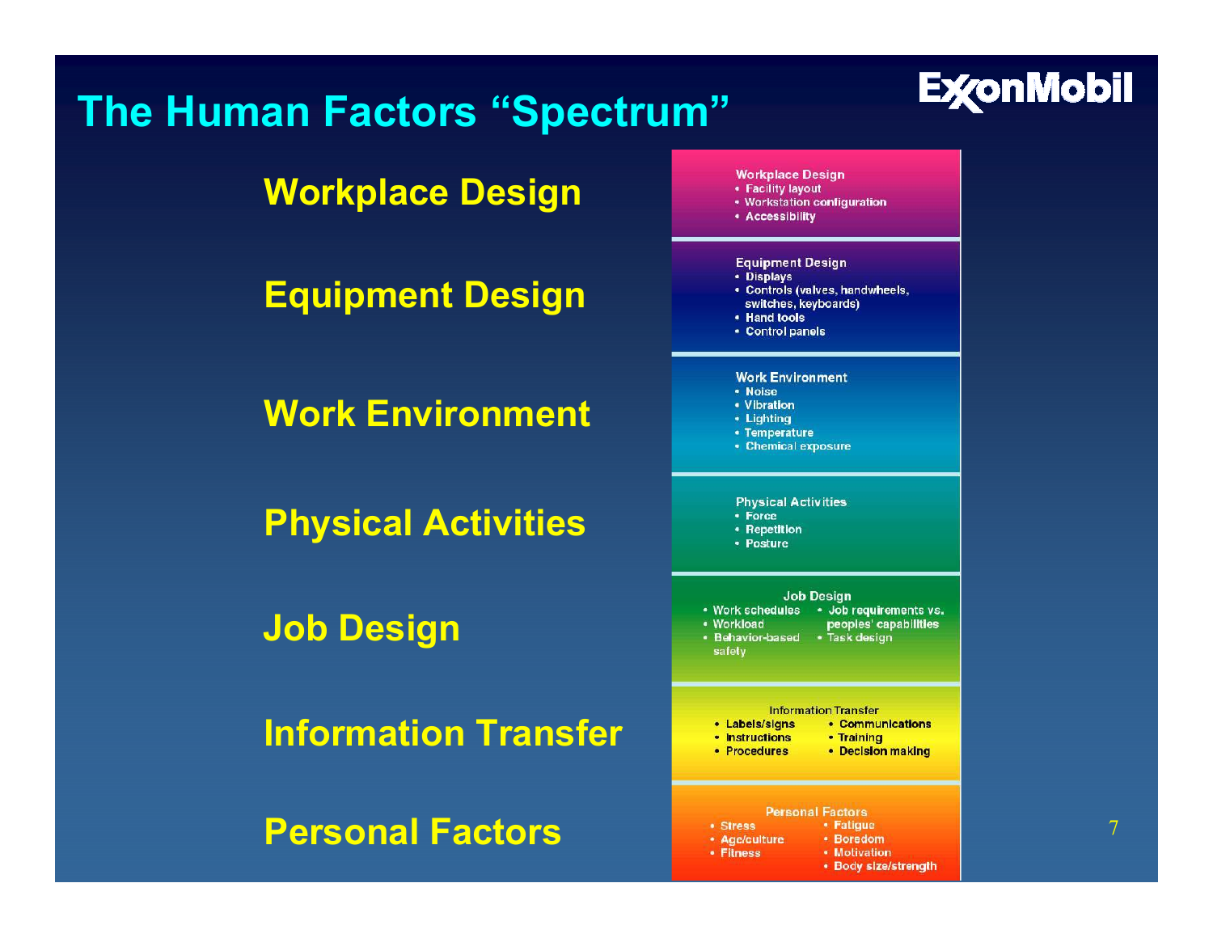# The Human Factors "Spectrum"

ExxonMobil

**Workplace Design**

**Equipment Design**

**Work Environment**

**Physical Activities**

**Job Design**

**Information Transfer**

**Personal Factors**

**Workplace Design**
- Facility layout
- Workstation configuration
- Accessibility

**Equipment Design**
- Displays
- Controls (valves, handwheels, switches, keyboards)
- Hand tools
- Control panels

**Work Environment**
- Noise
- Vibration
- Lighting
- Temperature
- Chemical exposure

**Physical Activities**
- Force
- Repetition
- Posture

**Job Design**
- Work schedules
- Workload
- Behavior-based safety
- Job requirements vs. peoples' capabilities
- Task design

**Information Transfer**
- Labels/signs
- Instructions
- Procedures
- Communications
- Training
- Decision making

**Personal Factors**
- Stress
- Age/culture
- Fitness
- Fatigue
- Boredom
- Motivation
- Body size/strength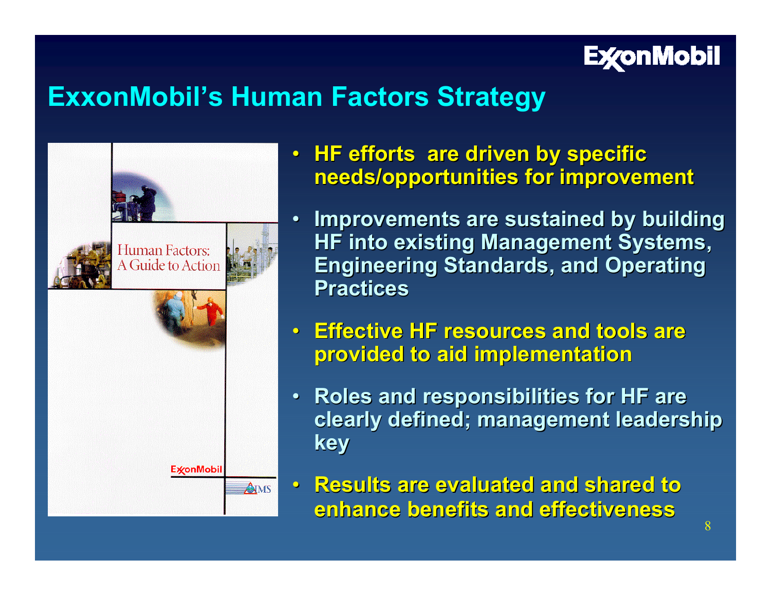# ExxonMobil's Human Factors Strategy

- **HF efforts are driven by specific needs/opportunities for improvement**
- **Improvements are sustained by building HF into existing Management Systems, Engineering Standards, and Operating Practices**
- **Effective HF resources and tools are provided to aid implementation**
- **Roles and responsibilities for HF are clearly defined; management leadership key**
- **Results are evaluated and shared to enhance benefits and effectiveness**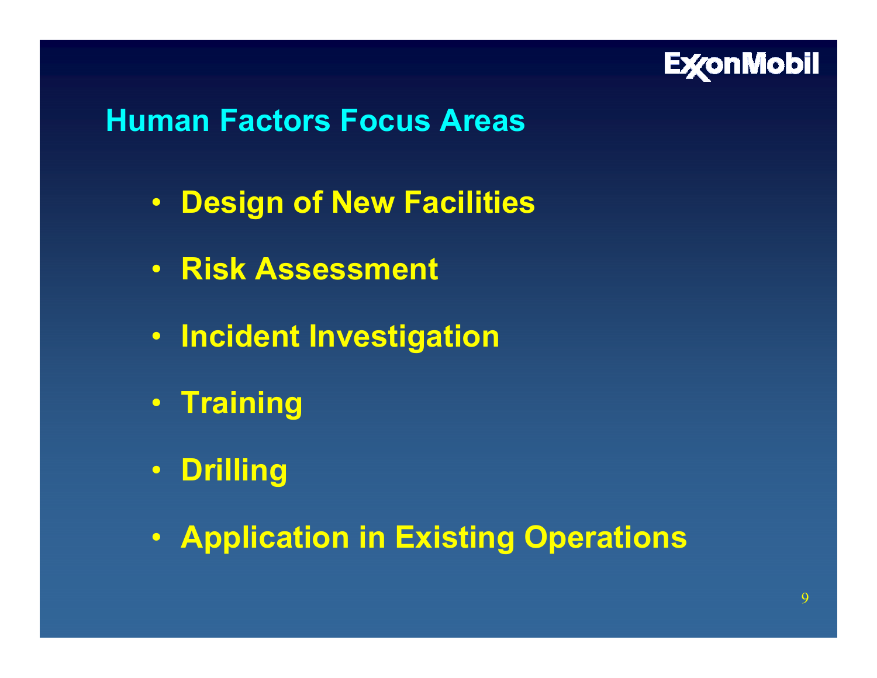ExxonMobil

## Human Factors Focus Areas

- **Design of New Facilities**
- **Risk Assessment**
- **Incident Investigation**
- **Training**
- **Drilling**
- **Application in Existing Operations**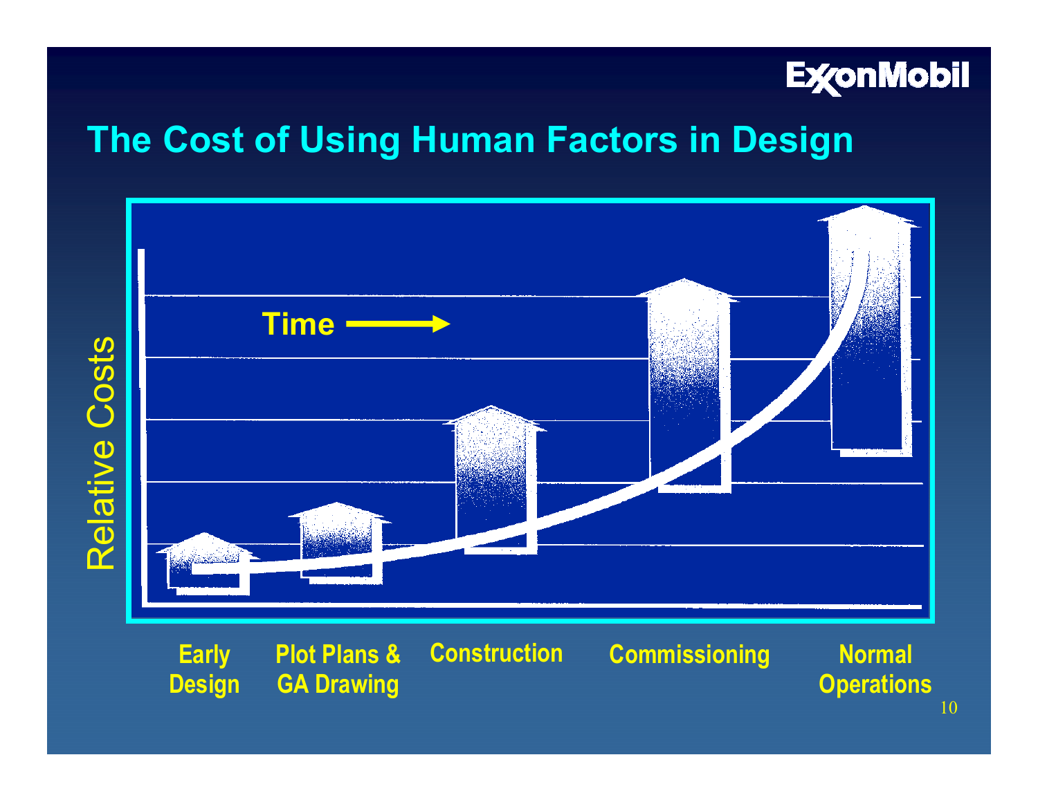# The Cost of Using Human Factors in Design

Relative Costs

Time ⟶

Early Design

Plot Plans & GA Drawing

Construction

Commissioning

Normal Operations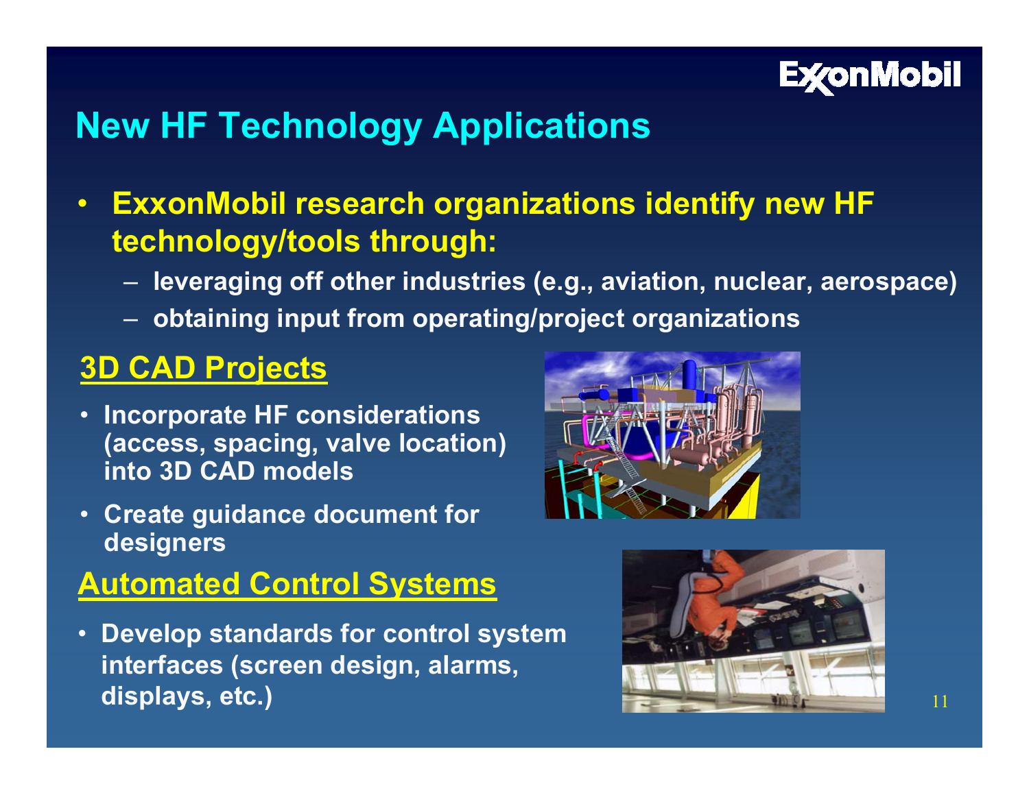# New HF Technology Applications

- **ExxonMobil research organizations identify new HF technology/tools through:**
  - leveraging off other industries (e.g., aviation, nuclear, aerospace)
  - obtaining input from operating/project organizations

## 3D CAD Projects

- Incorporate HF considerations (access, spacing, valve location) into 3D CAD models
- Create guidance document for designers

## Automated Control Systems

- Develop standards for control system interfaces (screen design, alarms, displays, etc.)